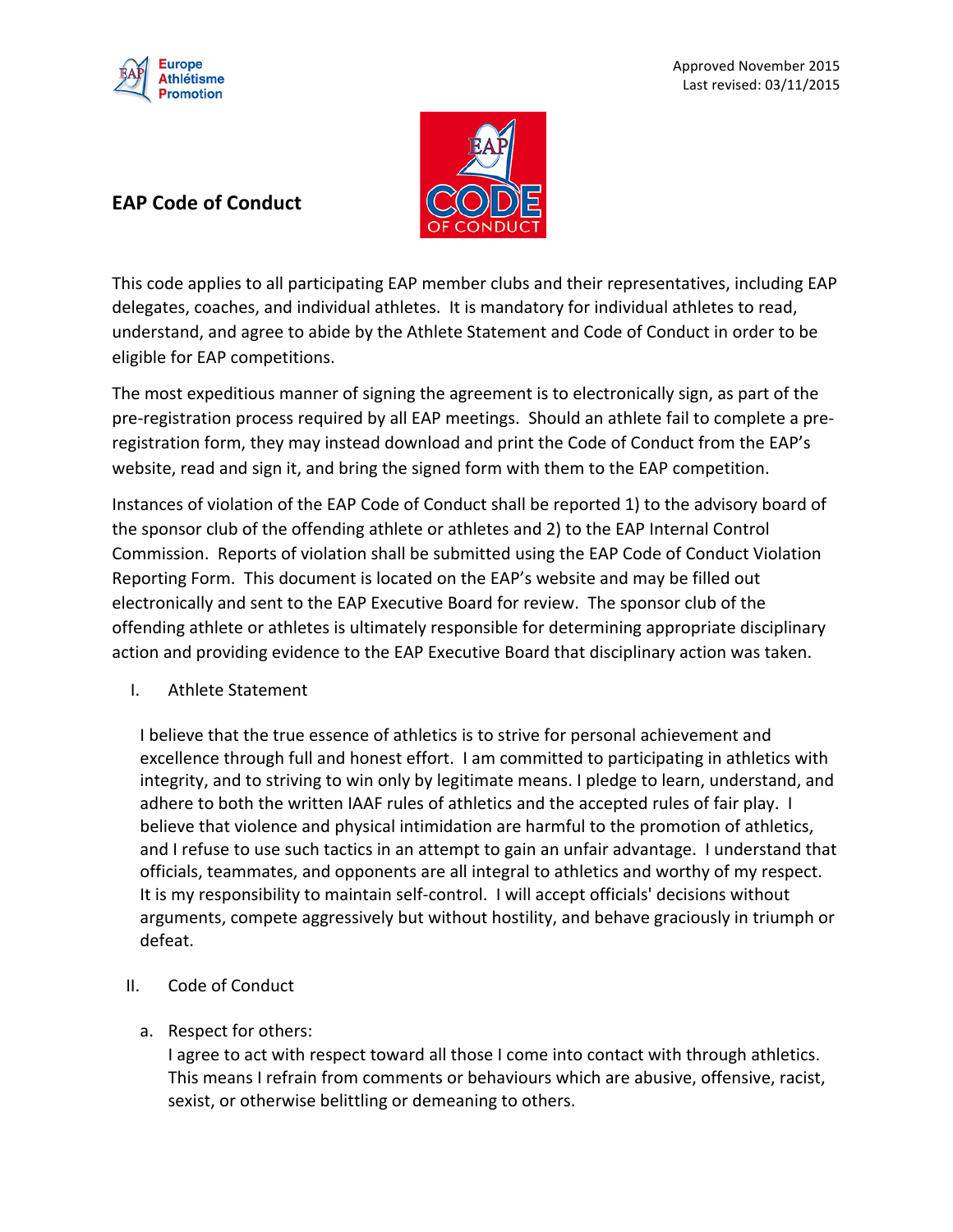Approved November 2015
Last revised: 03/11/2015

# EAP Code of Conduct

This code applies to all participating EAP member clubs and their representatives, including EAP delegates, coaches, and individual athletes. It is mandatory for individual athletes to read, understand, and agree to abide by the Athlete Statement and Code of Conduct in order to be eligible for EAP competitions.

The most expeditious manner of signing the agreement is to electronically sign, as part of the pre-registration process required by all EAP meetings. Should an athlete fail to complete a pre-registration form, they may instead download and print the Code of Conduct from the EAP's website, read and sign it, and bring the signed form with them to the EAP competition.

Instances of violation of the EAP Code of Conduct shall be reported 1) to the advisory board of the sponsor club of the offending athlete or athletes and 2) to the EAP Internal Control Commission. Reports of violation shall be submitted using the EAP Code of Conduct Violation Reporting Form. This document is located on the EAP's website and may be filled out electronically and sent to the EAP Executive Board for review. The sponsor club of the offending athlete or athletes is ultimately responsible for determining appropriate disciplinary action and providing evidence to the EAP Executive Board that disciplinary action was taken.

## I. Athlete Statement

I believe that the true essence of athletics is to strive for personal achievement and excellence through full and honest effort. I am committed to participating in athletics with integrity, and to striving to win only by legitimate means. I pledge to learn, understand, and adhere to both the written IAAF rules of athletics and the accepted rules of fair play. I believe that violence and physical intimidation are harmful to the promotion of athletics, and I refuse to use such tactics in an attempt to gain an unfair advantage. I understand that officials, teammates, and opponents are all integral to athletics and worthy of my respect. It is my responsibility to maintain self-control. I will accept officials' decisions without arguments, compete aggressively but without hostility, and behave graciously in triumph or defeat.

## II. Code of Conduct

a. Respect for others:
I agree to act with respect toward all those I come into contact with through athletics. This means I refrain from comments or behaviours which are abusive, offensive, racist, sexist, or otherwise belittling or demeaning to others.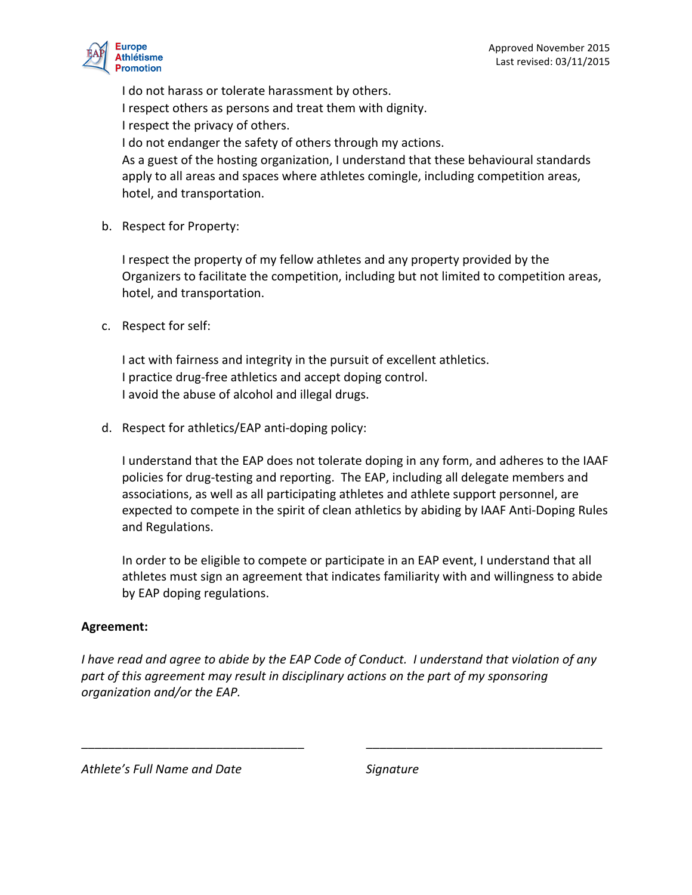I do not harass or tolerate harassment by others.
I respect others as persons and treat them with dignity.
I respect the privacy of others.
I do not endanger the safety of others through my actions.
As a guest of the hosting organization, I understand that these behavioural standards apply to all areas and spaces where athletes comingle, including competition areas, hotel, and transportation.

b. Respect for Property:

I respect the property of my fellow athletes and any property provided by the Organizers to facilitate the competition, including but not limited to competition areas, hotel, and transportation.

c. Respect for self:

I act with fairness and integrity in the pursuit of excellent athletics.
I practice drug-free athletics and accept doping control.
I avoid the abuse of alcohol and illegal drugs.

d. Respect for athletics/EAP anti-doping policy:

I understand that the EAP does not tolerate doping in any form, and adheres to the IAAF policies for drug-testing and reporting. The EAP, including all delegate members and associations, as well as all participating athletes and athlete support personnel, are expected to compete in the spirit of clean athletics by abiding by IAAF Anti-Doping Rules and Regulations.

In order to be eligible to compete or participate in an EAP event, I understand that all athletes must sign an agreement that indicates familiarity with and willingness to abide by EAP doping regulations.

**Agreement:**

*I have read and agree to abide by the EAP Code of Conduct. I understand that violation of any part of this agreement may result in disciplinary actions on the part of my sponsoring organization and/or the EAP.*

\_\_\_\_\_\_\_\_\_\_\_\_\_\_\_\_\_\_\_\_\_\_\_\_\_\_\_\_\_\_\_\_\_\_ \_\_\_\_\_\_\_\_\_\_\_\_\_\_\_\_\_\_\_\_\_\_\_\_\_\_\_\_\_\_\_\_\_\_\_\_

*Athlete's Full Name and Date* *Signature*